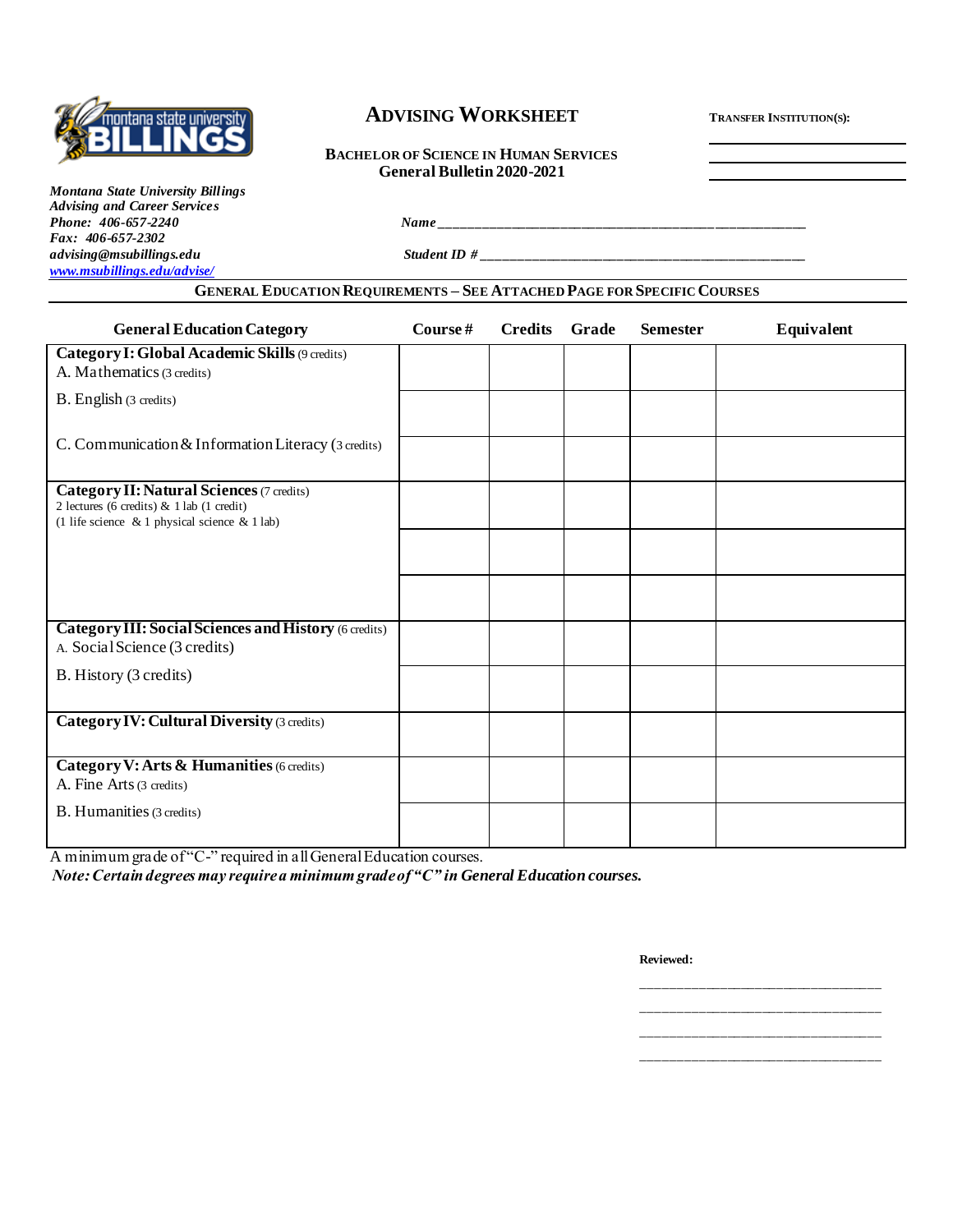# ADVISING WORKSHEET

**BACHELOR OF SCIENCE IN HUMAN SERVICES**
**General Bulletin 2020-2021**

**TRANSFER INSTITUTION(S):**

\_\_\_\_\_\_\_\_\_\_\_\_\_\_\_\_\_\_\_\_\_\_\_\_\_\_\_\_\_\_

\_\_\_\_\_\_\_\_\_\_\_\_\_\_\_\_\_\_\_\_\_\_\_\_\_\_\_\_\_\_

\_\_\_\_\_\_\_\_\_\_\_\_\_\_\_\_\_\_\_\_\_\_\_\_\_\_\_\_\_\_

***Montana State University Billings***
***Advising and Career Services***
***Phone: 406-657-2240***
***Fax: 406-657-2302***
***advising@msubillings.edu***
***www.msubillings.edu/advise/***

***Name*** \_\_\_\_\_\_\_\_\_\_\_\_\_\_\_\_\_\_\_\_\_\_\_\_\_\_\_\_\_\_\_\_\_\_\_\_\_\_\_\_\_\_\_\_\_\_\_\_\_\_\_\_

***Student ID #*** \_\_\_\_\_\_\_\_\_\_\_\_\_\_\_\_\_\_\_\_\_\_\_\_\_\_\_\_\_\_\_\_\_\_\_\_\_\_\_\_\_\_\_\_\_\_\_\_

## GENERAL EDUCATION REQUIREMENTS – SEE ATTACHED PAGE FOR SPECIFIC COURSES

| General Education Category | Course # | Credits | Grade | Semester | Equivalent |
|---|---|---|---|---|---|
| **Category I: Global Academic Skills** (9 credits)<br>A. Mathematics (3 credits) | | | | | |
| B. English (3 credits) | | | | | |
| C. Communication & Information Literacy (3 credits) | | | | | |
| **Category II: Natural Sciences** (7 credits)<br>2 lectures (6 credits) & 1 lab (1 credit)<br>(1 life science & 1 physical science & 1 lab) | | | | | |
| | | | | | |
| | | | | | |
| **Category III: Social Sciences and History** (6 credits)<br>A. Social Science (3 credits) | | | | | |
| B. History (3 credits) | | | | | |
| **Category IV: Cultural Diversity** (3 credits) | | | | | |
| **Category V: Arts & Humanities** (6 credits)<br>A. Fine Arts (3 credits) | | | | | |
| B. Humanities (3 credits) | | | | | |

A minimum grade of "C-" required in all General Education courses.

***Note: Certain degrees may require a minimum grade of "C" in General Education courses.***

**Reviewed:**

\_\_\_\_\_\_\_\_\_\_\_\_\_\_\_\_\_\_\_\_\_\_\_\_\_\_\_\_\_\_\_\_\_\_\_\_

\_\_\_\_\_\_\_\_\_\_\_\_\_\_\_\_\_\_\_\_\_\_\_\_\_\_\_\_\_\_\_\_\_\_\_\_

\_\_\_\_\_\_\_\_\_\_\_\_\_\_\_\_\_\_\_\_\_\_\_\_\_\_\_\_\_\_\_\_\_\_\_\_

\_\_\_\_\_\_\_\_\_\_\_\_\_\_\_\_\_\_\_\_\_\_\_\_\_\_\_\_\_\_\_\_\_\_\_\_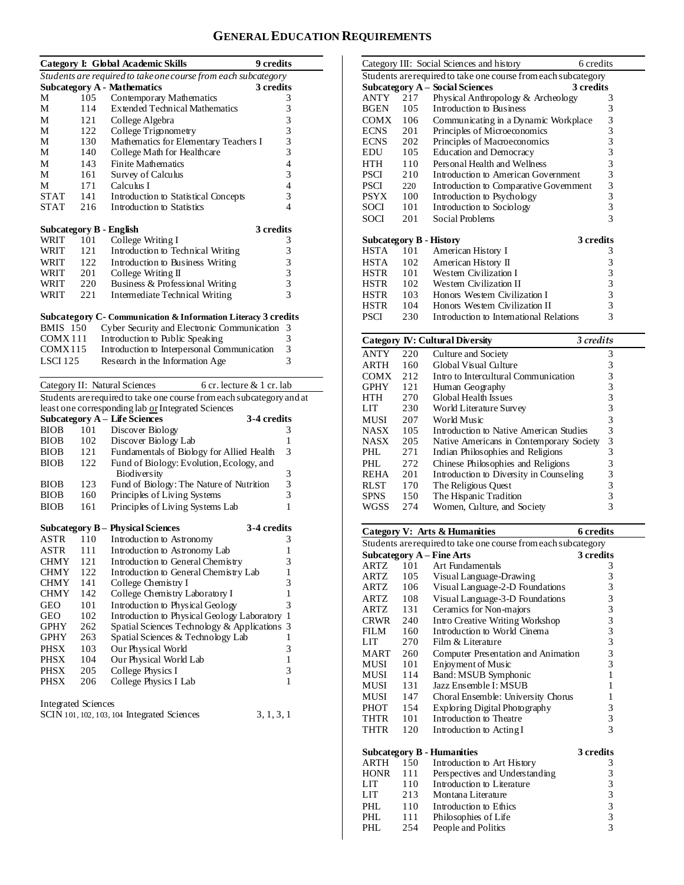# GENERAL EDUCATION REQUIREMENTS

## Category I: Global Academic Skills — 9 credits

*Students are required to take one course from each subcategory*

### Subcategory A - Mathematics — 3 credits

| | | | |
|---|---|---|---|
| M | 105 | Contemporary Mathematics | 3 |
| M | 114 | Extended Technical Mathematics | 3 |
| M | 121 | College Algebra | 3 |
| M | 122 | College Trigonometry | 3 |
| M | 130 | Mathematics for Elementary Teachers I | 3 |
| M | 140 | College Math for Healthcare | 3 |
| M | 143 | Finite Mathematics | 4 |
| M | 161 | Survey of Calculus | 3 |
| M | 171 | Calculus I | 4 |
| STAT | 141 | Introduction to Statistical Concepts | 3 |
| STAT | 216 | Introduction to Statistics | 4 |

### Subcategory B - English — 3 credits

| | | | |
|---|---|---|---|
| WRIT | 101 | College Writing I | 3 |
| WRIT | 121 | Introduction to Technical Writing | 3 |
| WRIT | 122 | Introduction to Business Writing | 3 |
| WRIT | 201 | College Writing II | 3 |
| WRIT | 220 | Business & Professional Writing | 3 |
| WRIT | 221 | Intermediate Technical Writing | 3 |

### Subcategory C- Communication & Information Literacy — 3 credits

| | | | |
|---|---|---|---|
| BMIS | 150 | Cyber Security and Electronic Communication | 3 |
| COMX | 111 | Introduction to Public Speaking | 3 |
| COMX | 115 | Introduction to Interpersonal Communication | 3 |
| LSCI | 125 | Research in the Information Age | 3 |

## Category II: Natural Sciences — 6 cr. lecture & 1 cr. lab

Students are required to take one course from each subcategory and at least one corresponding lab or Integrated Sciences

### Subcategory A – Life Sciences — 3-4 credits

| | | | |
|---|---|---|---|
| BIOB | 101 | Discover Biology | 3 |
| BIOB | 102 | Discover Biology Lab | 1 |
| BIOB | 121 | Fundamentals of Biology for Allied Health | 3 |
| BIOB | 122 | Fund of Biology: Evolution, Ecology, and Biodiversity | 3 |
| BIOB | 123 | Fund of Biology: The Nature of Nutrition | 3 |
| BIOB | 160 | Principles of Living Systems | 3 |
| BIOB | 161 | Principles of Living Systems Lab | 1 |

### Subcategory B – Physical Sciences — 3-4 credits

| | | | |
|---|---|---|---|
| ASTR | 110 | Introduction to Astronomy | 3 |
| ASTR | 111 | Introduction to Astronomy Lab | 1 |
| CHMY | 121 | Introduction to General Chemistry | 3 |
| CHMY | 122 | Introduction to General Chemistry Lab | 1 |
| CHMY | 141 | College Chemistry I | 3 |
| CHMY | 142 | College Chemistry Laboratory I | 1 |
| GEO | 101 | Introduction to Physical Geology | 3 |
| GEO | 102 | Introduction to Physical Geology Laboratory | 1 |
| GPHY | 262 | Spatial Sciences Technology & Applications | 3 |
| GPHY | 263 | Spatial Sciences & Technology Lab | 1 |
| PHSX | 103 | Our Physical World | 3 |
| PHSX | 104 | Our Physical World Lab | 1 |
| PHSX | 205 | College Physics I | 3 |
| PHSX | 206 | College Physics I Lab | 1 |

### Integrated Sciences

| | | | |
|---|---|---|---|
| SCIN | 101, 102, 103, 104 | Integrated Sciences | 3, 1, 3, 1 |

## Category III: Social Sciences and history — 6 credits

Students are required to take one course from each subcategory

### Subcategory A – Social Sciences — 3 credits

| | | | |
|---|---|---|---|
| ANTY | 217 | Physical Anthropology & Archeology | 3 |
| BGEN | 105 | Introduction to Business | 3 |
| COMX | 106 | Communicating in a Dynamic Workplace | 3 |
| ECNS | 201 | Principles of Microeconomics | 3 |
| ECNS | 202 | Principles of Macroeconomics | 3 |
| EDU | 105 | Education and Democracy | 3 |
| HTH | 110 | Personal Health and Wellness | 3 |
| PSCI | 210 | Introduction to American Government | 3 |
| PSCI | 220 | Introduction to Comparative Government | 3 |
| PSYX | 100 | Introduction to Psychology | 3 |
| SOCI | 101 | Introduction to Sociology | 3 |
| SOCI | 201 | Social Problems | 3 |

### Subcategory B - History — 3 credits

| | | | |
|---|---|---|---|
| HSTA | 101 | American History I | 3 |
| HSTA | 102 | American History II | 3 |
| HSTR | 101 | Western Civilization I | 3 |
| HSTR | 102 | Western Civilization II | 3 |
| HSTR | 103 | Honors Western Civilization I | 3 |
| HSTR | 104 | Honors Western Civilization II | 3 |
| PSCI | 230 | Introduction to International Relations | 3 |

## Category IV: Cultural Diversity — *3 credits*

| | | | |
|---|---|---|---|
| ANTY | 220 | Culture and Society | 3 |
| ARTH | 160 | Global Visual Culture | 3 |
| COMX | 212 | Intro to Intercultural Communication | 3 |
| GPHY | 121 | Human Geography | 3 |
| HTH | 270 | Global Health Issues | 3 |
| LIT | 230 | World Literature Survey | 3 |
| MUSI | 207 | World Music | 3 |
| NASX | 105 | Introduction to Native American Studies | 3 |
| NASX | 205 | Native Americans in Contemporary Society | 3 |
| PHL | 271 | Indian Philosophies and Religions | 3 |
| PHL | 272 | Chinese Philosophies and Religions | 3 |
| REHA | 201 | Introduction to Diversity in Counseling | 3 |
| RLST | 170 | The Religious Quest | 3 |
| SPNS | 150 | The Hispanic Tradition | 3 |
| WGSS | 274 | Women, Culture, and Society | 3 |

## Category V: Arts & Humanities — 6 credits

Students are required to take one course from each subcategory

### Subcategory A – Fine Arts — 3 credits

| | | | |
|---|---|---|---|
| ARTZ | 101 | Art Fundamentals | 3 |
| ARTZ | 105 | Visual Language-Drawing | 3 |
| ARTZ | 106 | Visual Language-2-D Foundations | 3 |
| ARTZ | 108 | Visual Language-3-D Foundations | 3 |
| ARTZ | 131 | Ceramics for Non-majors | 3 |
| CRWR | 240 | Intro Creative Writing Workshop | 3 |
| FILM | 160 | Introduction to World Cinema | 3 |
| LIT | 270 | Film & Literature | 3 |
| MART | 260 | Computer Presentation and Animation | 3 |
| MUSI | 101 | Enjoyment of Music | 3 |
| MUSI | 114 | Band: MSUB Symphonic | 1 |
| MUSI | 131 | Jazz Ensemble I: MSUB | 1 |
| MUSI | 147 | Choral Ensemble: University Chorus | 1 |
| PHOT | 154 | Exploring Digital Photography | 3 |
| THTR | 101 | Introduction to Theatre | 3 |
| THTR | 120 | Introduction to Acting I | 3 |

### Subcategory B - Humanities — 3 credits

| | | | |
|---|---|---|---|
| ARTH | 150 | Introduction to Art History | 3 |
| HONR | 111 | Perspectives and Understanding | 3 |
| LIT | 110 | Introduction to Literature | 3 |
| LIT | 213 | Montana Literature | 3 |
| PHL | 110 | Introduction to Ethics | 3 |
| PHL | 111 | Philosophies of Life | 3 |
| PHL | 254 | People and Politics | 3 |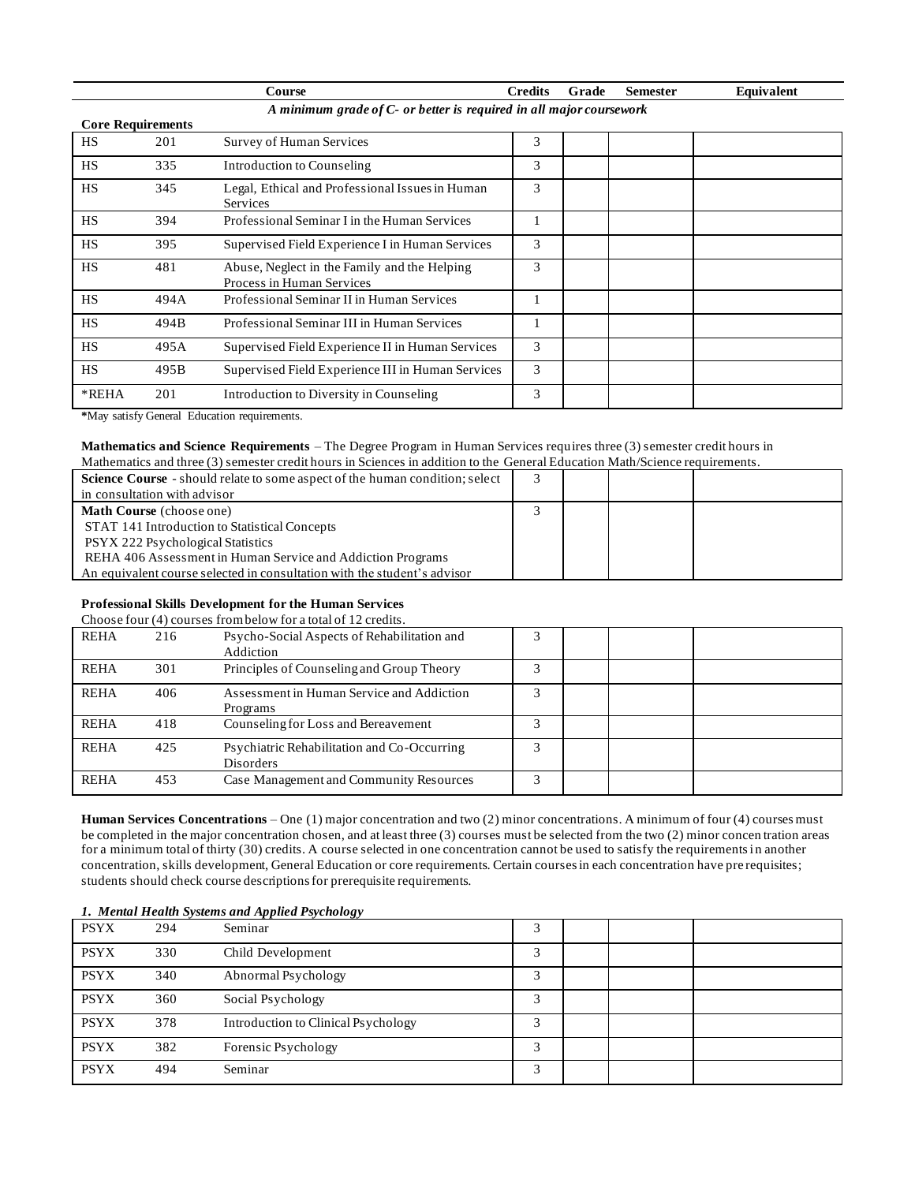| | | Course | Credits | Grade | Semester | Equivalent |
|---|---|---|---|---|---|---|

*A minimum grade of C- or better is required in all major coursework*

**Core Requirements**

| | | | | | | |
|---|---|---|---|---|---|---|
| HS | 201 | Survey of Human Services | 3 | | | |
| HS | 335 | Introduction to Counseling | 3 | | | |
| HS | 345 | Legal, Ethical and Professional Issues in Human Services | 3 | | | |
| HS | 394 | Professional Seminar I in the Human Services | 1 | | | |
| HS | 395 | Supervised Field Experience I in Human Services | 3 | | | |
| HS | 481 | Abuse, Neglect in the Family and the Helping Process in Human Services | 3 | | | |
| HS | 494A | Professional Seminar II in Human Services | 1 | | | |
| HS | 494B | Professional Seminar III in Human Services | 1 | | | |
| HS | 495A | Supervised Field Experience II in Human Services | 3 | | | |
| HS | 495B | Supervised Field Experience III in Human Services | 3 | | | |
| *REHA | 201 | Introduction to Diversity in Counseling | 3 | | | |

**\***May satisfy General Education requirements.

**Mathematics and Science Requirements** – The Degree Program in Human Services requires three (3) semester credit hours in Mathematics and three (3) semester credit hours in Sciences in addition to the General Education Math/Science requirements.

| | | | | |
|---|---|---|---|---|
| **Science Course** - should relate to some aspect of the human condition; select in consultation with advisor | 3 | | | |
| **Math Course** (choose one)<br>STAT 141 Introduction to Statistical Concepts<br>PSYX 222 Psychological Statistics<br>REHA 406 Assessment in Human Service and Addiction Programs<br>An equivalent course selected in consultation with the student's advisor | 3 | | | |

**Professional Skills Development for the Human Services**

Choose four (4) courses from below for a total of 12 credits.

| | | | | | | |
|---|---|---|---|---|---|---|
| REHA | 216 | Psycho-Social Aspects of Rehabilitation and Addiction | 3 | | | |
| REHA | 301 | Principles of Counseling and Group Theory | 3 | | | |
| REHA | 406 | Assessment in Human Service and Addiction Programs | 3 | | | |
| REHA | 418 | Counseling for Loss and Bereavement | 3 | | | |
| REHA | 425 | Psychiatric Rehabilitation and Co-Occurring Disorders | 3 | | | |
| REHA | 453 | Case Management and Community Resources | 3 | | | |

**Human Services Concentrations** – One (1) major concentration and two (2) minor concentrations. A minimum of four (4) courses must be completed in the major concentration chosen, and at least three (3) courses must be selected from the two (2) minor concentration areas for a minimum total of thirty (30) credits. A course selected in one concentration cannot be used to satisfy the requirements in another concentration, skills development, General Education or core requirements. Certain courses in each concentration have prerequisites; students should check course descriptions for prerequisite requirements.

***1. Mental Health Systems and Applied Psychology***

| | | | | | | |
|---|---|---|---|---|---|---|
| PSYX | 294 | Seminar | 3 | | | |
| PSYX | 330 | Child Development | 3 | | | |
| PSYX | 340 | Abnormal Psychology | 3 | | | |
| PSYX | 360 | Social Psychology | 3 | | | |
| PSYX | 378 | Introduction to Clinical Psychology | 3 | | | |
| PSYX | 382 | Forensic Psychology | 3 | | | |
| PSYX | 494 | Seminar | 3 | | | |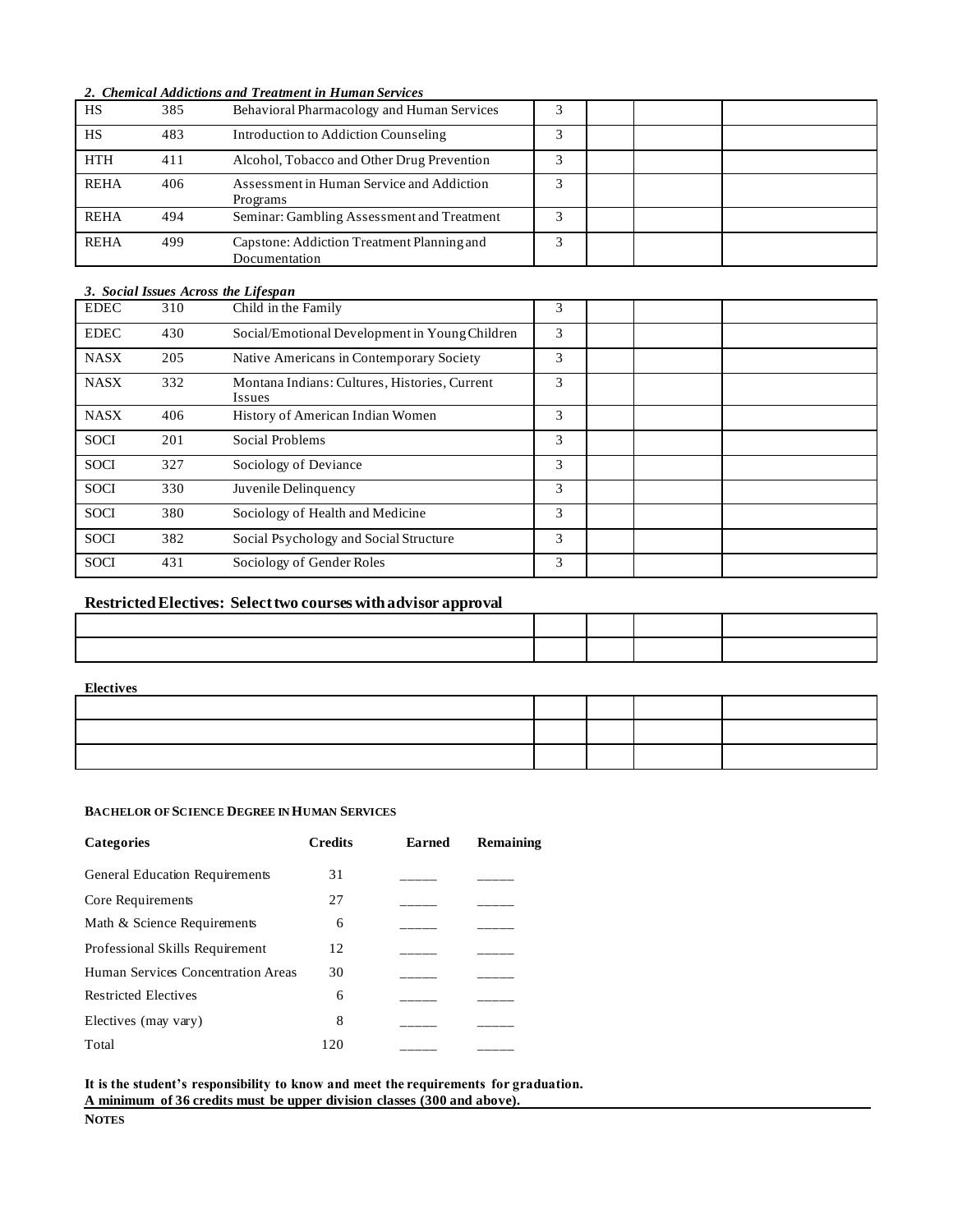*2. Chemical Addictions and Treatment in Human Services*

| | | | | | | |
|---|---|---|---|---|---|---|
| HS | 385 | Behavioral Pharmacology and Human Services | 3 | | | |
| HS | 483 | Introduction to Addiction Counseling | 3 | | | |
| HTH | 411 | Alcohol, Tobacco and Other Drug Prevention | 3 | | | |
| REHA | 406 | Assessment in Human Service and Addiction Programs | 3 | | | |
| REHA | 494 | Seminar: Gambling Assessment and Treatment | 3 | | | |
| REHA | 499 | Capstone: Addiction Treatment Planning and Documentation | 3 | | | |

*3. Social Issues Across the Lifespan*

| | | | | | | |
|---|---|---|---|---|---|---|
| EDEC | 310 | Child in the Family | 3 | | | |
| EDEC | 430 | Social/Emotional Development in Young Children | 3 | | | |
| NASX | 205 | Native Americans in Contemporary Society | 3 | | | |
| NASX | 332 | Montana Indians: Cultures, Histories, Current Issues | 3 | | | |
| NASX | 406 | History of American Indian Women | 3 | | | |
| SOCI | 201 | Social Problems | 3 | | | |
| SOCI | 327 | Sociology of Deviance | 3 | | | |
| SOCI | 330 | Juvenile Delinquency | 3 | | | |
| SOCI | 380 | Sociology of Health and Medicine | 3 | | | |
| SOCI | 382 | Social Psychology and Social Structure | 3 | | | |
| SOCI | 431 | Sociology of Gender Roles | 3 | | | |

## Restricted Electives: Select two courses with advisor approval

| | | | | |
|---|---|---|---|---|
| | | | | |
| | | | | |

**Electives**

| | | | | |
|---|---|---|---|---|
| | | | | |
| | | | | |
| | | | | |

**BACHELOR OF SCIENCE DEGREE IN HUMAN SERVICES**

| Categories | Credits | Earned | Remaining |
|---|---|---|---|
| General Education Requirements | 31 | _____ | _____ |
| Core Requirements | 27 | _____ | _____ |
| Math & Science Requirements | 6 | _____ | _____ |
| Professional Skills Requirement | 12 | _____ | _____ |
| Human Services Concentration Areas | 30 | _____ | _____ |
| Restricted Electives | 6 | _____ | _____ |
| Electives (may vary) | 8 | _____ | _____ |
| Total | 120 | _____ | _____ |

**It is the student's responsibility to know and meet the requirements for graduation.**
**A minimum of 36 credits must be upper division classes (300 and above).**

**NOTES**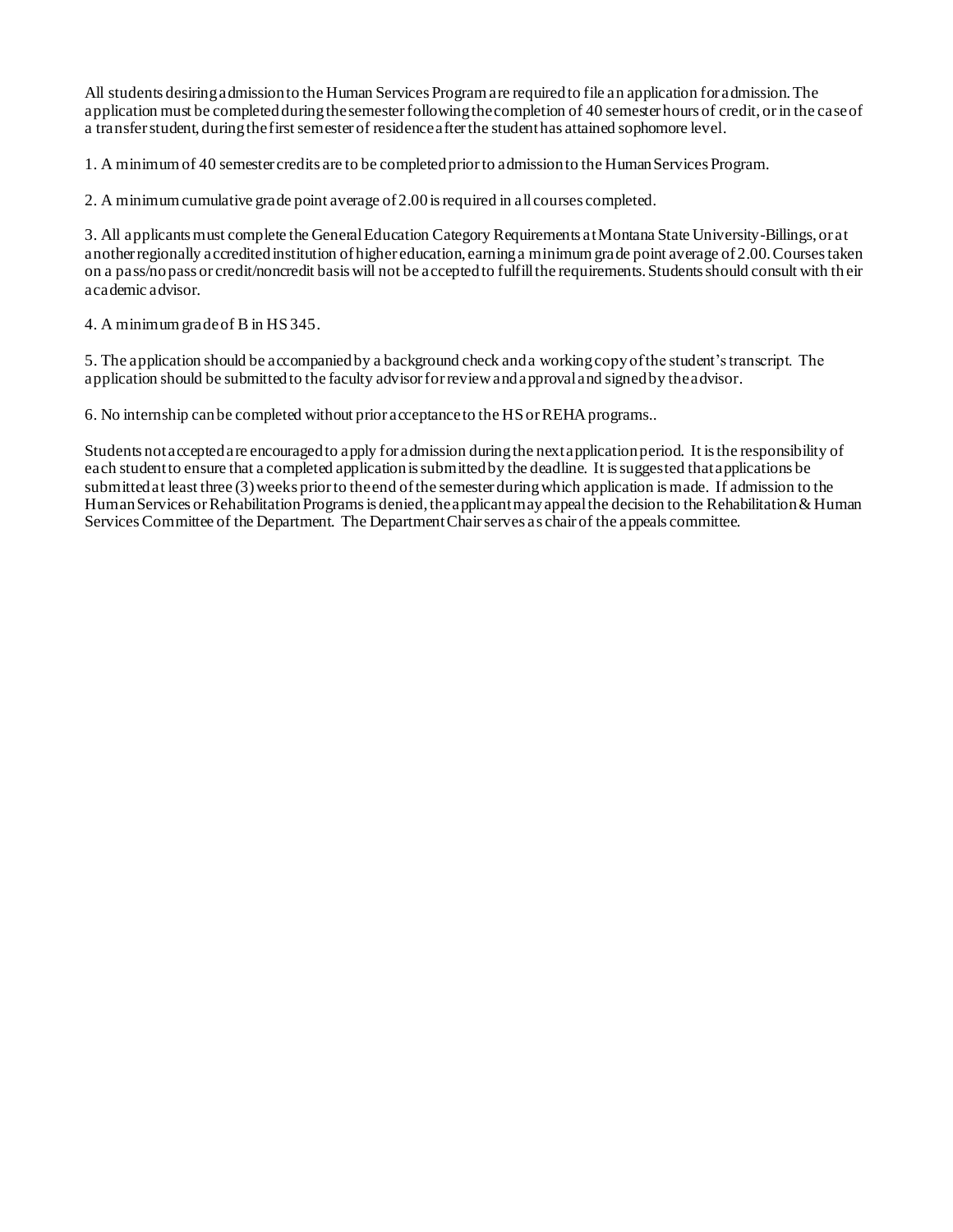All students desiring admission to the Human Services Program are required to file an application for admission. The application must be completed during the semester following the completion of 40 semester hours of credit, or in the case of a transfer student, during the first semester of residence after the student has attained sophomore level.

1. A minimum of 40 semester credits are to be completed prior to admission to the Human Services Program.

2. A minimum cumulative grade point average of 2.00 is required in all courses completed.

3. All applicants must complete the General Education Category Requirements at Montana State University-Billings, or at another regionally accredited institution of higher education, earning a minimum grade point average of 2.00. Courses taken on a pass/no pass or credit/noncredit basis will not be accepted to fulfill the requirements. Students should consult with their academic advisor.

4. A minimum grade of B in HS 345.

5. The application should be accompanied by a background check and a working copy of the student's transcript. The application should be submitted to the faculty advisor for review and approval and signed by the advisor.

6. No internship can be completed without prior acceptance to the HS or REHA programs..

Students not accepted are encouraged to apply for admission during the next application period. It is the responsibility of each student to ensure that a completed application is submitted by the deadline. It is suggested that applications be submitted at least three (3) weeks prior to the end of the semester during which application is made. If admission to the Human Services or Rehabilitation Programs is denied, the applicant may appeal the decision to the Rehabilitation & Human Services Committee of the Department. The Department Chair serves as chair of the appeals committee.